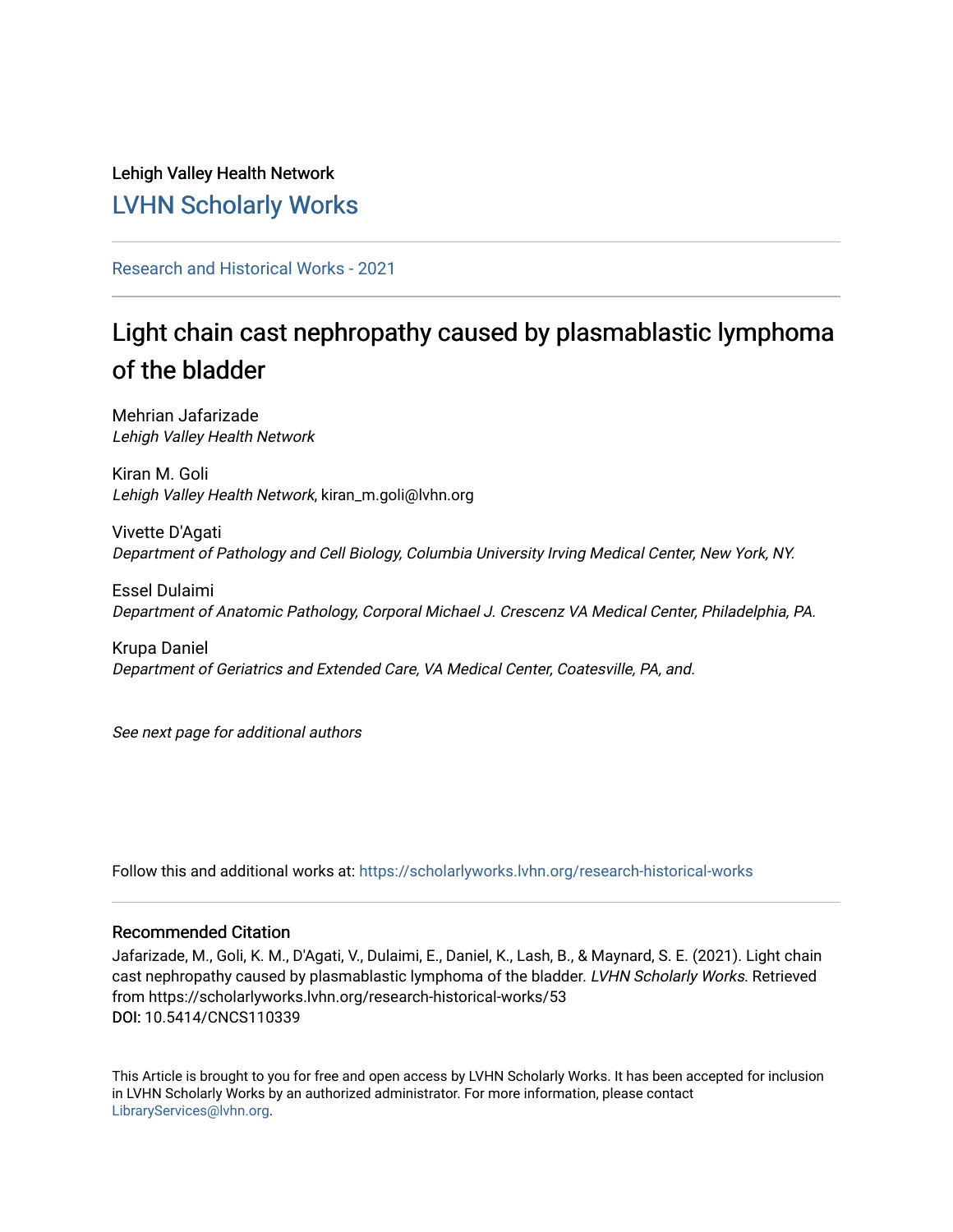Lehigh Valley Health Network

[LVHN Scholarly Works](https://scholarlyworks.lvhn.org/)

Research and Historical Works - 2021

# Light chain cast nephropathy caused by plasmablastic lymphoma of the bladder

Mehrian Jafarizade
*Lehigh Valley Health Network*

Kiran M. Goli
*Lehigh Valley Health Network*, kiran_m.goli@lvhn.org

Vivette D'Agati
*Department of Pathology and Cell Biology, Columbia University Irving Medical Center, New York, NY.*

Essel Dulaimi
*Department of Anatomic Pathology, Corporal Michael J. Crescenz VA Medical Center, Philadelphia, PA.*

Krupa Daniel
*Department of Geriatrics and Extended Care, VA Medical Center, Coatesville, PA, and.*

*See next page for additional authors*

Follow this and additional works at: https://scholarlyworks.lvhn.org/research-historical-works

## Recommended Citation

Jafarizade, M., Goli, K. M., D'Agati, V., Dulaimi, E., Daniel, K., Lash, B., & Maynard, S. E. (2021). Light chain cast nephropathy caused by plasmablastic lymphoma of the bladder. *LVHN Scholarly Works*. Retrieved from https://scholarlyworks.lvhn.org/research-historical-works/53

**DOI:** 10.5414/CNCS110339

This Article is brought to you for free and open access by LVHN Scholarly Works. It has been accepted for inclusion in LVHN Scholarly Works by an authorized administrator. For more information, please contact LibraryServices@lvhn.org.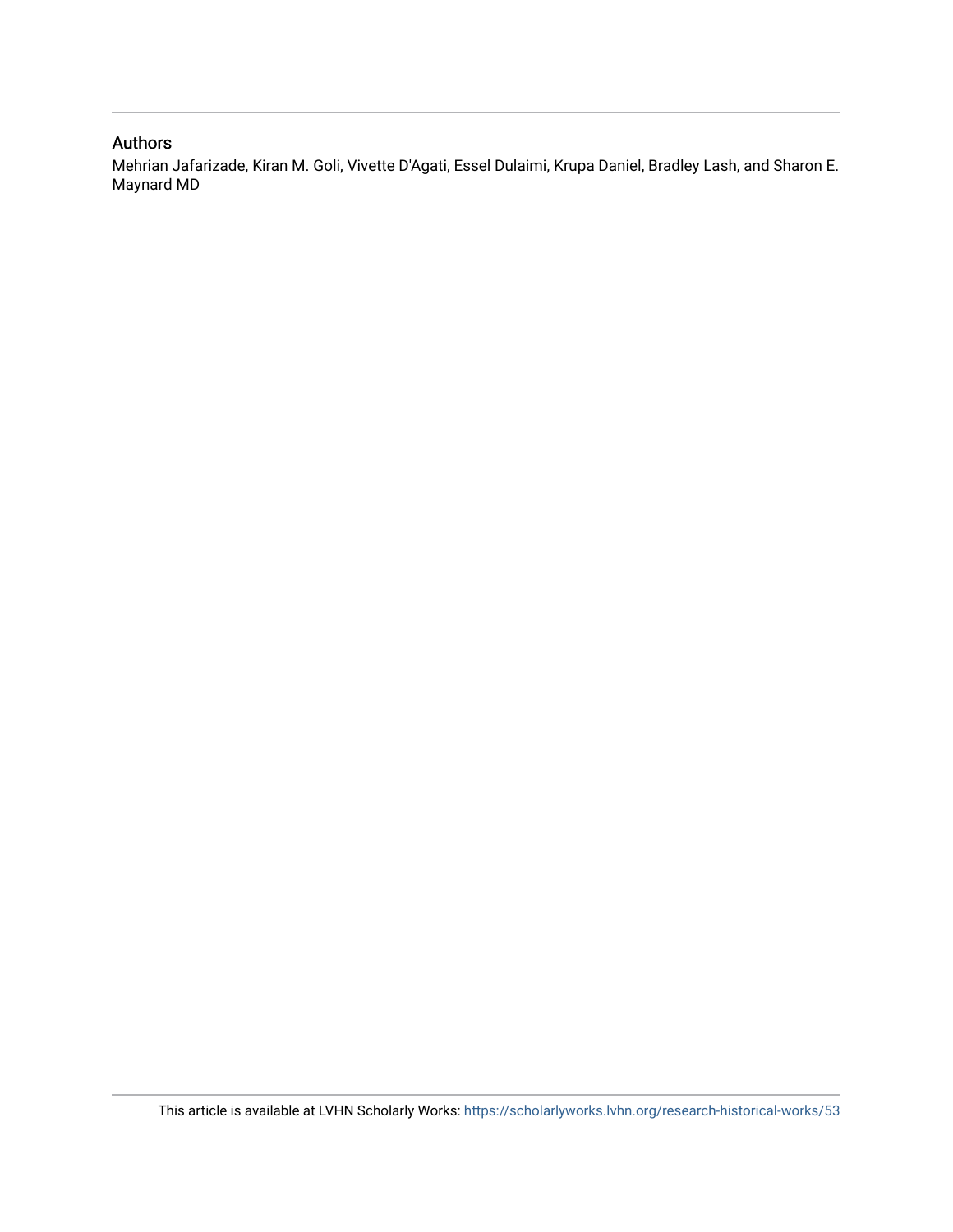## Authors

Mehrian Jafarizade, Kiran M. Goli, Vivette D'Agati, Essel Dulaimi, Krupa Daniel, Bradley Lash, and Sharon E. Maynard MD

This article is available at LVHN Scholarly Works: https://scholarlyworks.lvhn.org/research-historical-works/53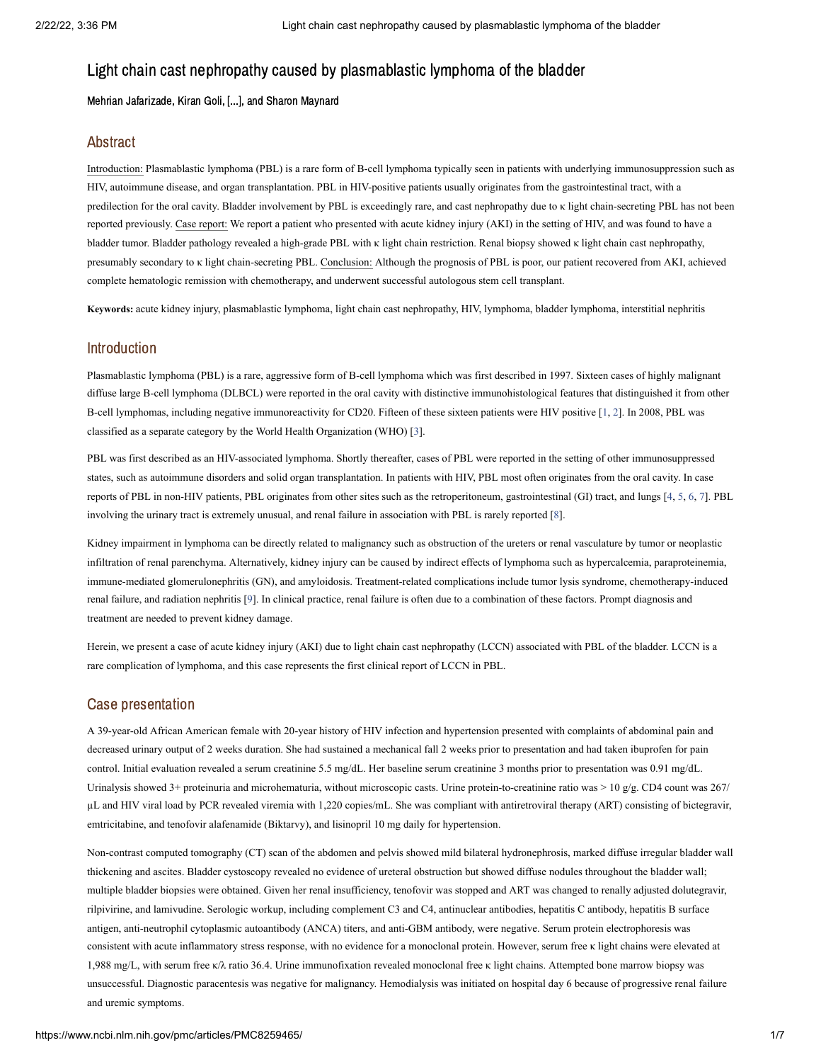# Light chain cast nephropathy caused by plasmablastic lymphoma of the bladder

Mehrian Jafarizade, Kiran Goli, [...], and Sharon Maynard

## Abstract

Introduction: Plasmablastic lymphoma (PBL) is a rare form of B-cell lymphoma typically seen in patients with underlying immunosuppression such as HIV, autoimmune disease, and organ transplantation. PBL in HIV-positive patients usually originates from the gastrointestinal tract, with a predilection for the oral cavity. Bladder involvement by PBL is exceedingly rare, and cast nephropathy due to κ light chain-secreting PBL has not been reported previously. Case report: We report a patient who presented with acute kidney injury (AKI) in the setting of HIV, and was found to have a bladder tumor. Bladder pathology revealed a high-grade PBL with κ light chain restriction. Renal biopsy showed κ light chain cast nephropathy, presumably secondary to κ light chain-secreting PBL. Conclusion: Although the prognosis of PBL is poor, our patient recovered from AKI, achieved complete hematologic remission with chemotherapy, and underwent successful autologous stem cell transplant.

**Keywords:** acute kidney injury, plasmablastic lymphoma, light chain cast nephropathy, HIV, lymphoma, bladder lymphoma, interstitial nephritis

## Introduction

Plasmablastic lymphoma (PBL) is a rare, aggressive form of B-cell lymphoma which was first described in 1997. Sixteen cases of highly malignant diffuse large B-cell lymphoma (DLBCL) were reported in the oral cavity with distinctive immunohistological features that distinguished it from other B-cell lymphomas, including negative immunoreactivity for CD20. Fifteen of these sixteen patients were HIV positive [1, 2]. In 2008, PBL was classified as a separate category by the World Health Organization (WHO) [3].

PBL was first described as an HIV-associated lymphoma. Shortly thereafter, cases of PBL were reported in the setting of other immunosuppressed states, such as autoimmune disorders and solid organ transplantation. In patients with HIV, PBL most often originates from the oral cavity. In case reports of PBL in non-HIV patients, PBL originates from other sites such as the retroperitoneum, gastrointestinal (GI) tract, and lungs [4, 5, 6, 7]. PBL involving the urinary tract is extremely unusual, and renal failure in association with PBL is rarely reported [8].

Kidney impairment in lymphoma can be directly related to malignancy such as obstruction of the ureters or renal vasculature by tumor or neoplastic infiltration of renal parenchyma. Alternatively, kidney injury can be caused by indirect effects of lymphoma such as hypercalcemia, paraproteinemia, immune-mediated glomerulonephritis (GN), and amyloidosis. Treatment-related complications include tumor lysis syndrome, chemotherapy-induced renal failure, and radiation nephritis [9]. In clinical practice, renal failure is often due to a combination of these factors. Prompt diagnosis and treatment are needed to prevent kidney damage.

Herein, we present a case of acute kidney injury (AKI) due to light chain cast nephropathy (LCCN) associated with PBL of the bladder. LCCN is a rare complication of lymphoma, and this case represents the first clinical report of LCCN in PBL.

## Case presentation

A 39-year-old African American female with 20-year history of HIV infection and hypertension presented with complaints of abdominal pain and decreased urinary output of 2 weeks duration. She had sustained a mechanical fall 2 weeks prior to presentation and had taken ibuprofen for pain control. Initial evaluation revealed a serum creatinine 5.5 mg/dL. Her baseline serum creatinine 3 months prior to presentation was 0.91 mg/dL. Urinalysis showed 3+ proteinuria and microhematuria, without microscopic casts. Urine protein-to-creatinine ratio was > 10 g/g. CD4 count was 267/µL and HIV viral load by PCR revealed viremia with 1,220 copies/mL. She was compliant with antiretroviral therapy (ART) consisting of bictegravir, emtricitabine, and tenofovir alafenamide (Biktarvy), and lisinopril 10 mg daily for hypertension.

Non-contrast computed tomography (CT) scan of the abdomen and pelvis showed mild bilateral hydronephrosis, marked diffuse irregular bladder wall thickening and ascites. Bladder cystoscopy revealed no evidence of ureteral obstruction but showed diffuse nodules throughout the bladder wall; multiple bladder biopsies were obtained. Given her renal insufficiency, tenofovir was stopped and ART was changed to renally adjusted dolutegravir, rilpivirine, and lamivudine. Serologic workup, including complement C3 and C4, antinuclear antibodies, hepatitis C antibody, hepatitis B surface antigen, anti-neutrophil cytoplasmic autoantibody (ANCA) titers, and anti-GBM antibody, were negative. Serum protein electrophoresis was consistent with acute inflammatory stress response, with no evidence for a monoclonal protein. However, serum free κ light chains were elevated at 1,988 mg/L, with serum free κ/λ ratio 36.4. Urine immunofixation revealed monoclonal free κ light chains. Attempted bone marrow biopsy was unsuccessful. Diagnostic paracentesis was negative for malignancy. Hemodialysis was initiated on hospital day 6 because of progressive renal failure and uremic symptoms.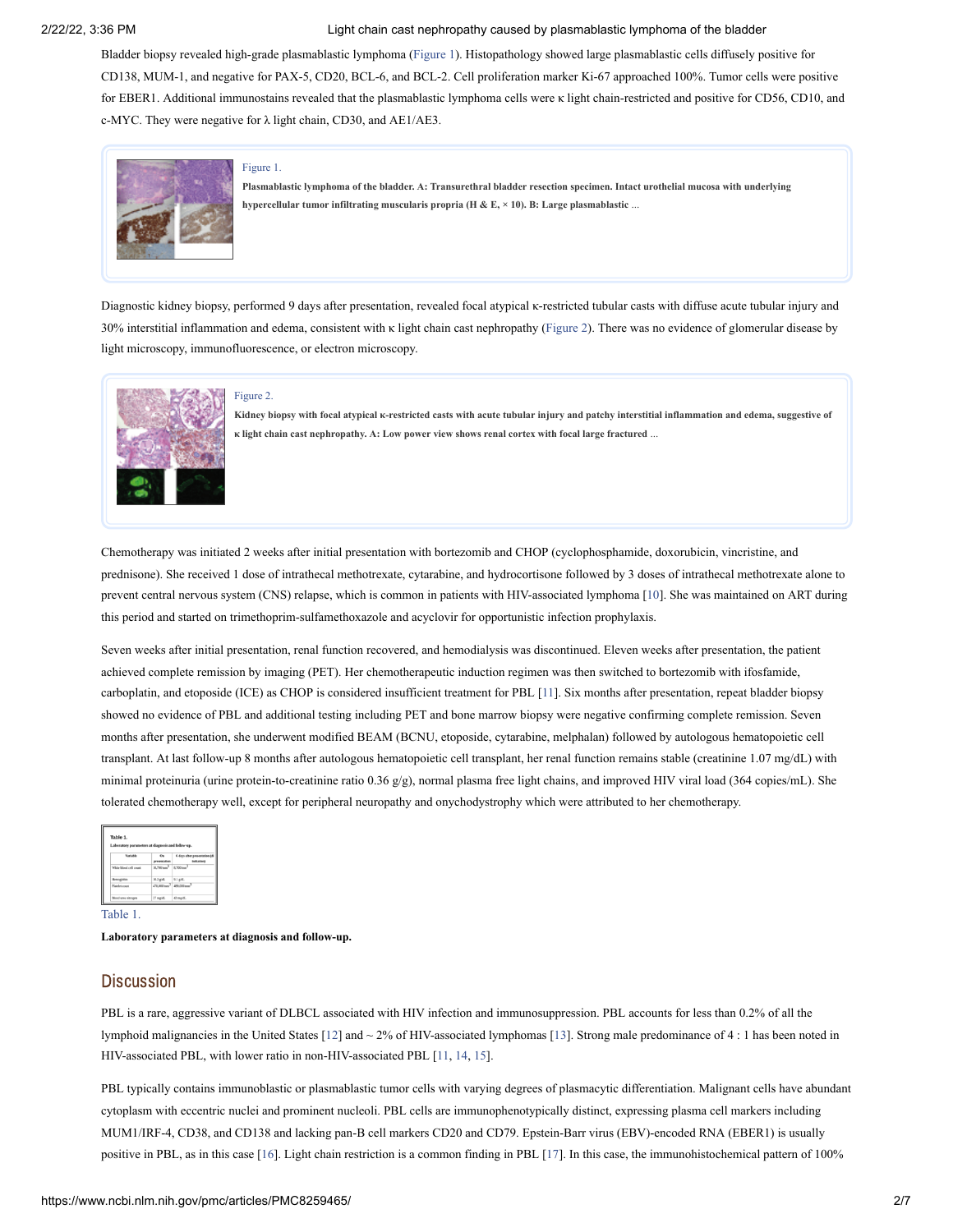Bladder biopsy revealed high-grade plasmablastic lymphoma (Figure 1). Histopathology showed large plasmablastic cells diffusely positive for CD138, MUM-1, and negative for PAX-5, CD20, BCL-6, and BCL-2. Cell proliferation marker Ki-67 approached 100%. Tumor cells were positive for EBER1. Additional immunostains revealed that the plasmablastic lymphoma cells were κ light chain-restricted and positive for CD56, CD10, and c-MYC. They were negative for λ light chain, CD30, and AE1/AE3.

Figure 1.

**Plasmablastic lymphoma of the bladder. A: Transurethral bladder resection specimen. Intact urothelial mucosa with underlying hypercellular tumor infiltrating muscularis propria (H & E, × 10). B: Large plasmablastic** ...

Diagnostic kidney biopsy, performed 9 days after presentation, revealed focal atypical κ-restricted tubular casts with diffuse acute tubular injury and 30% interstitial inflammation and edema, consistent with κ light chain cast nephropathy (Figure 2). There was no evidence of glomerular disease by light microscopy, immunofluorescence, or electron microscopy.

Figure 2.

**Kidney biopsy with focal atypical κ-restricted casts with acute tubular injury and patchy interstitial inflammation and edema, suggestive of κ light chain cast nephropathy. A: Low power view shows renal cortex with focal large fractured** ...

Chemotherapy was initiated 2 weeks after initial presentation with bortezomib and CHOP (cyclophosphamide, doxorubicin, vincristine, and prednisone). She received 1 dose of intrathecal methotrexate, cytarabine, and hydrocortisone followed by 3 doses of intrathecal methotrexate alone to prevent central nervous system (CNS) relapse, which is common in patients with HIV-associated lymphoma [10]. She was maintained on ART during this period and started on trimethoprim-sulfamethoxazole and acyclovir for opportunistic infection prophylaxis.

Seven weeks after initial presentation, renal function recovered, and hemodialysis was discontinued. Eleven weeks after presentation, the patient achieved complete remission by imaging (PET). Her chemotherapeutic induction regimen was then switched to bortezomib with ifosfamide, carboplatin, and etoposide (ICE) as CHOP is considered insufficient treatment for PBL [11]. Six months after presentation, repeat bladder biopsy showed no evidence of PBL and additional testing including PET and bone marrow biopsy were negative confirming complete remission. Seven months after presentation, she underwent modified BEAM (BCNU, etoposide, cytarabine, melphalan) followed by autologous hematopoietic cell transplant. At last follow-up 8 months after autologous hematopoietic cell transplant, her renal function remains stable (creatinine 1.07 mg/dL) with minimal proteinuria (urine protein-to-creatinine ratio 0.36 g/g), normal plasma free light chains, and improved HIV viral load (364 copies/mL). She tolerated chemotherapy well, except for peripheral neuropathy and onychodystrophy which were attributed to her chemotherapy.

Table 1.

**Laboratory parameters at diagnosis and follow-up.**

## Discussion

PBL is a rare, aggressive variant of DLBCL associated with HIV infection and immunosuppression. PBL accounts for less than 0.2% of all the lymphoid malignancies in the United States [12] and ~ 2% of HIV-associated lymphomas [13]. Strong male predominance of 4 : 1 has been noted in HIV-associated PBL, with lower ratio in non-HIV-associated PBL [11, 14, 15].

PBL typically contains immunoblastic or plasmablastic tumor cells with varying degrees of plasmacytic differentiation. Malignant cells have abundant cytoplasm with eccentric nuclei and prominent nucleoli. PBL cells are immunophenotypically distinct, expressing plasma cell markers including MUM1/IRF-4, CD38, and CD138 and lacking pan-B cell markers CD20 and CD79. Epstein-Barr virus (EBV)-encoded RNA (EBER1) is usually positive in PBL, as in this case [16]. Light chain restriction is a common finding in PBL [17]. In this case, the immunohistochemical pattern of 100%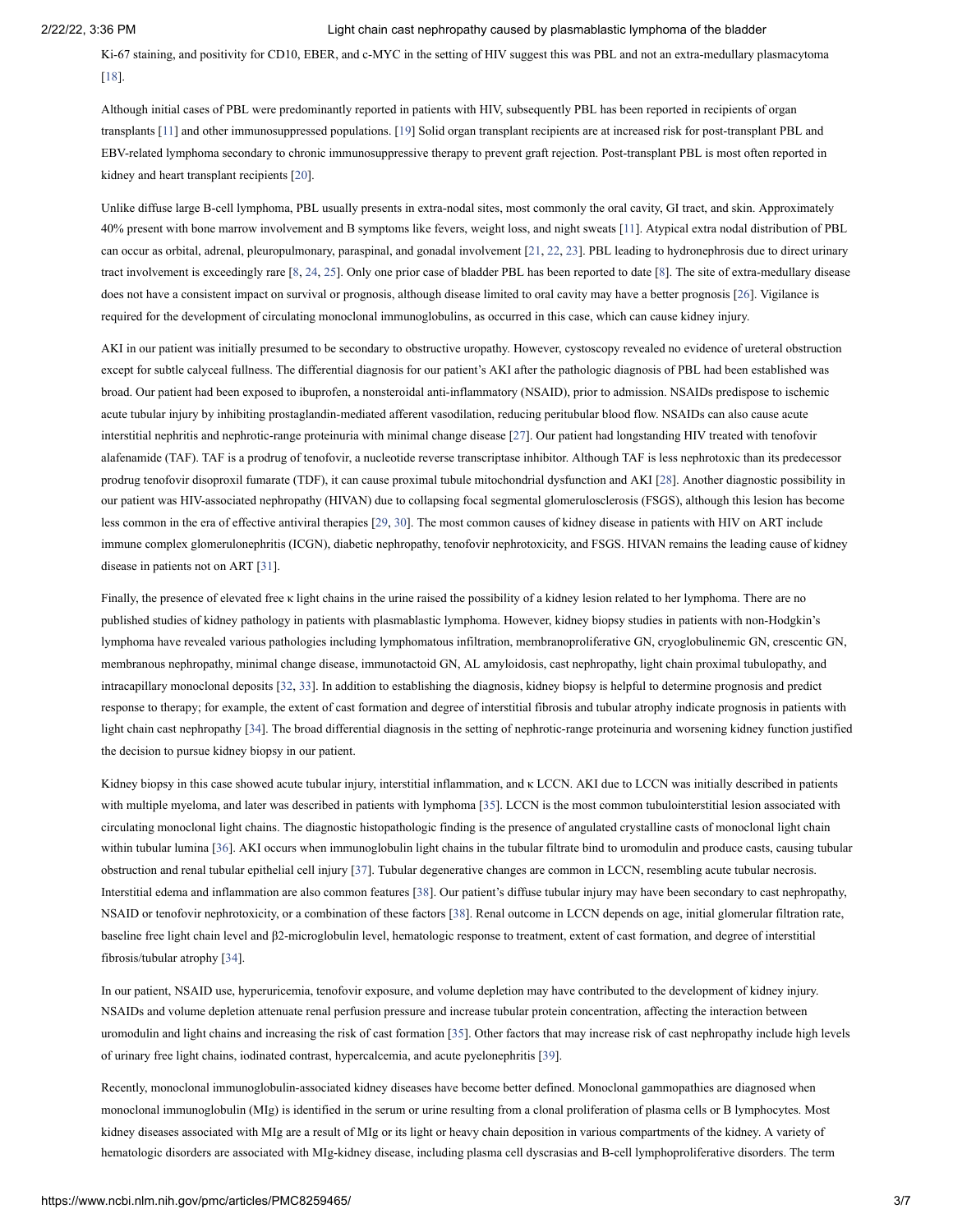Ki-67 staining, and positivity for CD10, EBER, and c-MYC in the setting of HIV suggest this was PBL and not an extra-medullary plasmacytoma [18].

Although initial cases of PBL were predominantly reported in patients with HIV, subsequently PBL has been reported in recipients of organ transplants [11] and other immunosuppressed populations. [19] Solid organ transplant recipients are at increased risk for post-transplant PBL and EBV-related lymphoma secondary to chronic immunosuppressive therapy to prevent graft rejection. Post-transplant PBL is most often reported in kidney and heart transplant recipients [20].

Unlike diffuse large B-cell lymphoma, PBL usually presents in extra-nodal sites, most commonly the oral cavity, GI tract, and skin. Approximately 40% present with bone marrow involvement and B symptoms like fevers, weight loss, and night sweats [11]. Atypical extra nodal distribution of PBL can occur as orbital, adrenal, pleuropulmonary, paraspinal, and gonadal involvement [21, 22, 23]. PBL leading to hydronephrosis due to direct urinary tract involvement is exceedingly rare [8, 24, 25]. Only one prior case of bladder PBL has been reported to date [8]. The site of extra-medullary disease does not have a consistent impact on survival or prognosis, although disease limited to oral cavity may have a better prognosis [26]. Vigilance is required for the development of circulating monoclonal immunoglobulins, as occurred in this case, which can cause kidney injury.

AKI in our patient was initially presumed to be secondary to obstructive uropathy. However, cystoscopy revealed no evidence of ureteral obstruction except for subtle calyceal fullness. The differential diagnosis for our patient's AKI after the pathologic diagnosis of PBL had been established was broad. Our patient had been exposed to ibuprofen, a nonsteroidal anti-inflammatory (NSAID), prior to admission. NSAIDs predispose to ischemic acute tubular injury by inhibiting prostaglandin-mediated afferent vasodilation, reducing peritubular blood flow. NSAIDs can also cause acute interstitial nephritis and nephrotic-range proteinuria with minimal change disease [27]. Our patient had longstanding HIV treated with tenofovir alafenamide (TAF). TAF is a prodrug of tenofovir, a nucleotide reverse transcriptase inhibitor. Although TAF is less nephrotoxic than its predecessor prodrug tenofovir disoproxil fumarate (TDF), it can cause proximal tubule mitochondrial dysfunction and AKI [28]. Another diagnostic possibility in our patient was HIV-associated nephropathy (HIVAN) due to collapsing focal segmental glomerulosclerosis (FSGS), although this lesion has become less common in the era of effective antiviral therapies [29, 30]. The most common causes of kidney disease in patients with HIV on ART include immune complex glomerulonephritis (ICGN), diabetic nephropathy, tenofovir nephrotoxicity, and FSGS. HIVAN remains the leading cause of kidney disease in patients not on ART [31].

Finally, the presence of elevated free κ light chains in the urine raised the possibility of a kidney lesion related to her lymphoma. There are no published studies of kidney pathology in patients with plasmablastic lymphoma. However, kidney biopsy studies in patients with non-Hodgkin's lymphoma have revealed various pathologies including lymphomatous infiltration, membranoproliferative GN, cryoglobulinemic GN, crescentic GN, membranous nephropathy, minimal change disease, immunotactoid GN, AL amyloidosis, cast nephropathy, light chain proximal tubulopathy, and intracapillary monoclonal deposits [32, 33]. In addition to establishing the diagnosis, kidney biopsy is helpful to determine prognosis and predict response to therapy; for example, the extent of cast formation and degree of interstitial fibrosis and tubular atrophy indicate prognosis in patients with light chain cast nephropathy [34]. The broad differential diagnosis in the setting of nephrotic-range proteinuria and worsening kidney function justified the decision to pursue kidney biopsy in our patient.

Kidney biopsy in this case showed acute tubular injury, interstitial inflammation, and κ LCCN. AKI due to LCCN was initially described in patients with multiple myeloma, and later was described in patients with lymphoma [35]. LCCN is the most common tubulointerstitial lesion associated with circulating monoclonal light chains. The diagnostic histopathologic finding is the presence of angulated crystalline casts of monoclonal light chain within tubular lumina [36]. AKI occurs when immunoglobulin light chains in the tubular filtrate bind to uromodulin and produce casts, causing tubular obstruction and renal tubular epithelial cell injury [37]. Tubular degenerative changes are common in LCCN, resembling acute tubular necrosis. Interstitial edema and inflammation are also common features [38]. Our patient's diffuse tubular injury may have been secondary to cast nephropathy, NSAID or tenofovir nephrotoxicity, or a combination of these factors [38]. Renal outcome in LCCN depends on age, initial glomerular filtration rate, baseline free light chain level and β2-microglobulin level, hematologic response to treatment, extent of cast formation, and degree of interstitial fibrosis/tubular atrophy [34].

In our patient, NSAID use, hyperuricemia, tenofovir exposure, and volume depletion may have contributed to the development of kidney injury. NSAIDs and volume depletion attenuate renal perfusion pressure and increase tubular protein concentration, affecting the interaction between uromodulin and light chains and increasing the risk of cast formation [35]. Other factors that may increase risk of cast nephropathy include high levels of urinary free light chains, iodinated contrast, hypercalcemia, and acute pyelonephritis [39].

Recently, monoclonal immunoglobulin-associated kidney diseases have become better defined. Monoclonal gammopathies are diagnosed when monoclonal immunoglobulin (MIg) is identified in the serum or urine resulting from a clonal proliferation of plasma cells or B lymphocytes. Most kidney diseases associated with MIg are a result of MIg or its light or heavy chain deposition in various compartments of the kidney. A variety of hematologic disorders are associated with MIg-kidney disease, including plasma cell dyscrasias and B-cell lymphoproliferative disorders. The term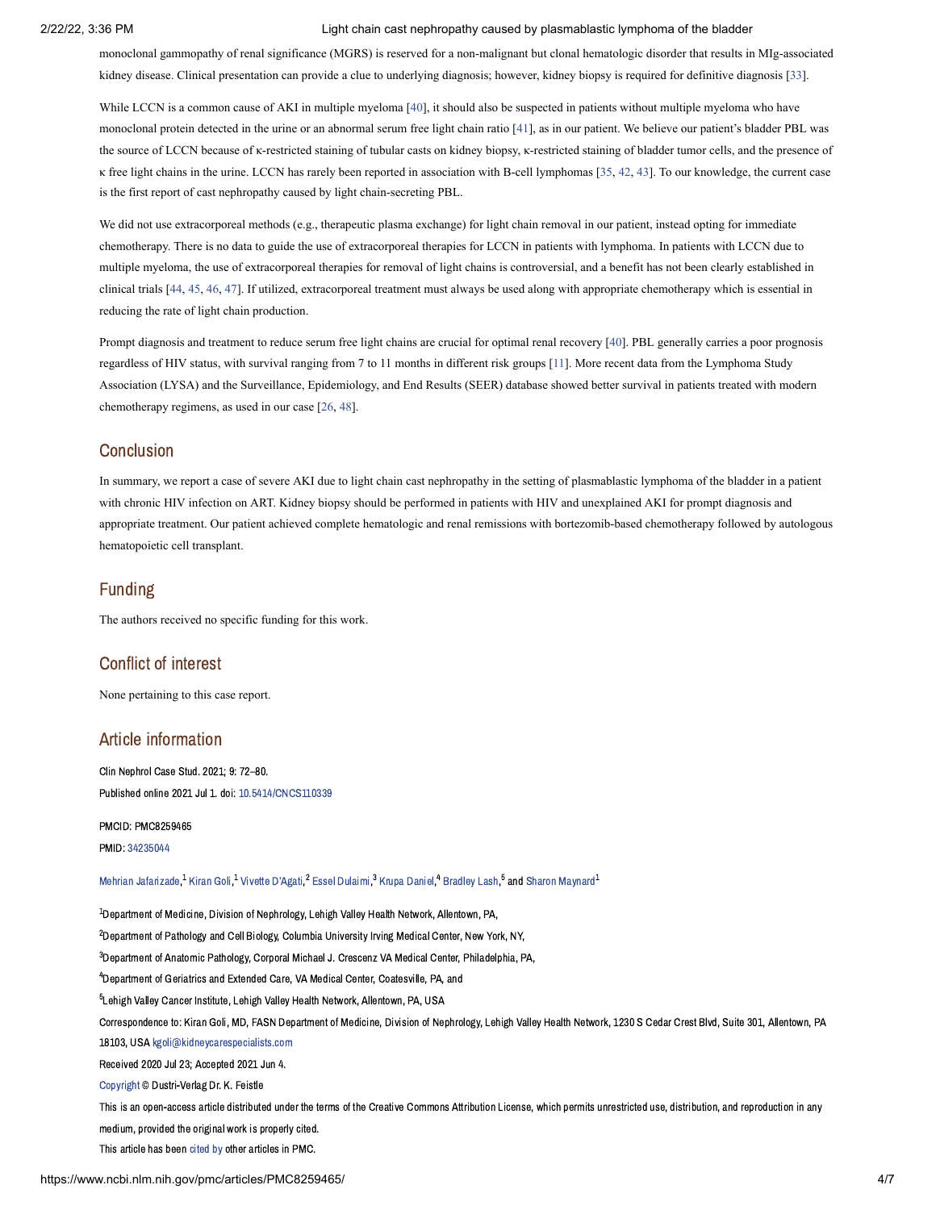monoclonal gammopathy of renal significance (MGRS) is reserved for a non-malignant but clonal hematologic disorder that results in MIg-associated kidney disease. Clinical presentation can provide a clue to underlying diagnosis; however, kidney biopsy is required for definitive diagnosis [33].

While LCCN is a common cause of AKI in multiple myeloma [40], it should also be suspected in patients without multiple myeloma who have monoclonal protein detected in the urine or an abnormal serum free light chain ratio [41], as in our patient. We believe our patient's bladder PBL was the source of LCCN because of κ-restricted staining of tubular casts on kidney biopsy, κ-restricted staining of bladder tumor cells, and the presence of κ free light chains in the urine. LCCN has rarely been reported in association with B-cell lymphomas [35, 42, 43]. To our knowledge, the current case is the first report of cast nephropathy caused by light chain-secreting PBL.

We did not use extracorporeal methods (e.g., therapeutic plasma exchange) for light chain removal in our patient, instead opting for immediate chemotherapy. There is no data to guide the use of extracorporeal therapies for LCCN in patients with lymphoma. In patients with LCCN due to multiple myeloma, the use of extracorporeal therapies for removal of light chains is controversial, and a benefit has not been clearly established in clinical trials [44, 45, 46, 47]. If utilized, extracorporeal treatment must always be used along with appropriate chemotherapy which is essential in reducing the rate of light chain production.

Prompt diagnosis and treatment to reduce serum free light chains are crucial for optimal renal recovery [40]. PBL generally carries a poor prognosis regardless of HIV status, with survival ranging from 7 to 11 months in different risk groups [11]. More recent data from the Lymphoma Study Association (LYSA) and the Surveillance, Epidemiology, and End Results (SEER) database showed better survival in patients treated with modern chemotherapy regimens, as used in our case [26, 48].

## Conclusion

In summary, we report a case of severe AKI due to light chain cast nephropathy in the setting of plasmablastic lymphoma of the bladder in a patient with chronic HIV infection on ART. Kidney biopsy should be performed in patients with HIV and unexplained AKI for prompt diagnosis and appropriate treatment. Our patient achieved complete hematologic and renal remissions with bortezomib-based chemotherapy followed by autologous hematopoietic cell transplant.

## Funding

The authors received no specific funding for this work.

## Conflict of interest

None pertaining to this case report.

## Article information

Clin Nephrol Case Stud. 2021; 9: 72–80.
Published online 2021 Jul 1. doi: 10.5414/CNCS110339

PMCID: PMC8259465
PMID: 34235044

Mehrian Jafarizade,[1] Kiran Goli,[1] Vivette D'Agati,[2] Essel Dulaimi,[3] Krupa Daniel,[4] Bradley Lash,[5] and Sharon Maynard[1]

[1]Department of Medicine, Division of Nephrology, Lehigh Valley Health Network, Allentown, PA,

[2]Department of Pathology and Cell Biology, Columbia University Irving Medical Center, New York, NY,

[3]Department of Anatomic Pathology, Corporal Michael J. Crescenz VA Medical Center, Philadelphia, PA,

[4]Department of Geriatrics and Extended Care, VA Medical Center, Coatesville, PA, and

[5]Lehigh Valley Cancer Institute, Lehigh Valley Health Network, Allentown, PA, USA

Correspondence to: Kiran Goli, MD, FASN Department of Medicine, Division of Nephrology, Lehigh Valley Health Network, 1230 S Cedar Crest Blvd, Suite 301, Allentown, PA 18103, USA kgoli@kidneycarespecialists.com

Received 2020 Jul 23; Accepted 2021 Jun 4.

Copyright © Dustri-Verlag Dr. K. Feistle

This is an open-access article distributed under the terms of the Creative Commons Attribution License, which permits unrestricted use, distribution, and reproduction in any medium, provided the original work is properly cited.

This article has been cited by other articles in PMC.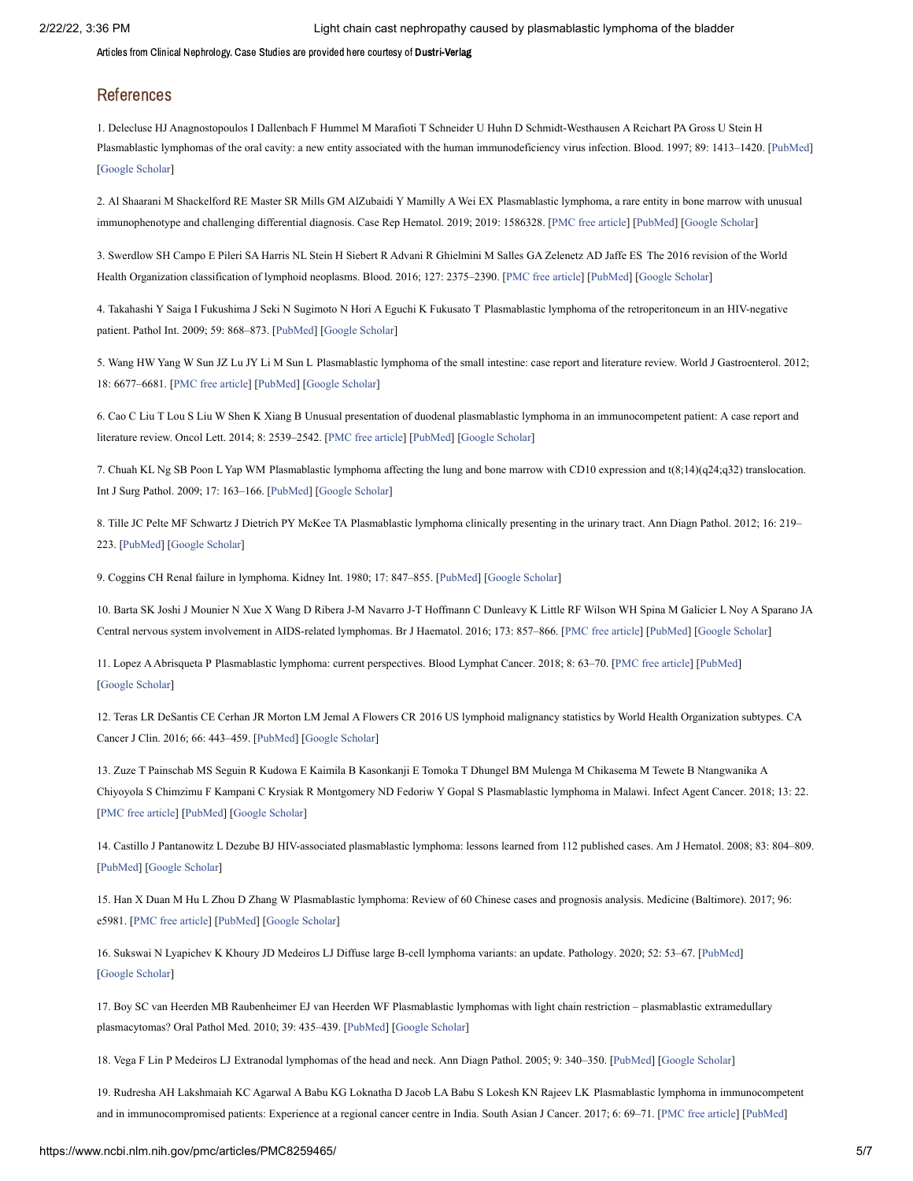Articles from Clinical Nephrology. Case Studies are provided here courtesy of **Dustri-Verlag**

## References

1. Delecluse HJ Anagnostopoulos I Dallenbach F Hummel M Marafioti T Schneider U Huhn D Schmidt-Westhausen A Reichart PA Gross U Stein H Plasmablastic lymphomas of the oral cavity: a new entity associated with the human immunodeficiency virus infection. Blood. 1997; 89: 1413–1420. [PubMed] [Google Scholar]

2. Al Shaarani M Shackelford RE Master SR Mills GM AlZubaidi Y Mamilly A Wei EX Plasmablastic lymphoma, a rare entity in bone marrow with unusual immunophenotype and challenging differential diagnosis. Case Rep Hematol. 2019; 2019: 1586328. [PMC free article] [PubMed] [Google Scholar]

3. Swerdlow SH Campo E Pileri SA Harris NL Stein H Siebert R Advani R Ghielmini M Salles GA Zelenetz AD Jaffe ES The 2016 revision of the World Health Organization classification of lymphoid neoplasms. Blood. 2016; 127: 2375–2390. [PMC free article] [PubMed] [Google Scholar]

4. Takahashi Y Saiga I Fukushima J Seki N Sugimoto N Hori A Eguchi K Fukusato T Plasmablastic lymphoma of the retroperitoneum in an HIV-negative patient. Pathol Int. 2009; 59: 868–873. [PubMed] [Google Scholar]

5. Wang HW Yang W Sun JZ Lu JY Li M Sun L Plasmablastic lymphoma of the small intestine: case report and literature review. World J Gastroenterol. 2012; 18: 6677–6681. [PMC free article] [PubMed] [Google Scholar]

6. Cao C Liu T Lou S Liu W Shen K Xiang B Unusual presentation of duodenal plasmablastic lymphoma in an immunocompetent patient: A case report and literature review. Oncol Lett. 2014; 8: 2539–2542. [PMC free article] [PubMed] [Google Scholar]

7. Chuah KL Ng SB Poon L Yap WM Plasmablastic lymphoma affecting the lung and bone marrow with CD10 expression and t(8;14)(q24;q32) translocation. Int J Surg Pathol. 2009; 17: 163–166. [PubMed] [Google Scholar]

8. Tille JC Pelte MF Schwartz J Dietrich PY McKee TA Plasmablastic lymphoma clinically presenting in the urinary tract. Ann Diagn Pathol. 2012; 16: 219–223. [PubMed] [Google Scholar]

9. Coggins CH Renal failure in lymphoma. Kidney Int. 1980; 17: 847–855. [PubMed] [Google Scholar]

10. Barta SK Joshi J Mounier N Xue X Wang D Ribera J-M Navarro J-T Hoffmann C Dunleavy K Little RF Wilson WH Spina M Galicier L Noy A Sparano JA Central nervous system involvement in AIDS-related lymphomas. Br J Haematol. 2016; 173: 857–866. [PMC free article] [PubMed] [Google Scholar]

11. Lopez A Abrisqueta P Plasmablastic lymphoma: current perspectives. Blood Lymphat Cancer. 2018; 8: 63–70. [PMC free article] [PubMed] [Google Scholar]

12. Teras LR DeSantis CE Cerhan JR Morton LM Jemal A Flowers CR 2016 US lymphoid malignancy statistics by World Health Organization subtypes. CA Cancer J Clin. 2016; 66: 443–459. [PubMed] [Google Scholar]

13. Zuze T Painschab MS Seguin R Kudowa E Kaimila B Kasonkanji E Tomoka T Dhungel BM Mulenga M Chikasema M Tewete B Ntangwanika A Chiyoyola S Chimzimu F Kampani C Krysiak R Montgomery ND Fedoriw Y Gopal S Plasmablastic lymphoma in Malawi. Infect Agent Cancer. 2018; 13: 22. [PMC free article] [PubMed] [Google Scholar]

14. Castillo J Pantanowitz L Dezube BJ HIV-associated plasmablastic lymphoma: lessons learned from 112 published cases. Am J Hematol. 2008; 83: 804–809. [PubMed] [Google Scholar]

15. Han X Duan M Hu L Zhou D Zhang W Plasmablastic lymphoma: Review of 60 Chinese cases and prognosis analysis. Medicine (Baltimore). 2017; 96: e5981. [PMC free article] [PubMed] [Google Scholar]

16. Sukswai N Lyapichev K Khoury JD Medeiros LJ Diffuse large B-cell lymphoma variants: an update. Pathology. 2020; 52: 53–67. [PubMed] [Google Scholar]

17. Boy SC van Heerden MB Raubenheimer EJ van Heerden WF Plasmablastic lymphomas with light chain restriction – plasmablastic extramedullary plasmacytomas? Oral Pathol Med. 2010; 39: 435–439. [PubMed] [Google Scholar]

18. Vega F Lin P Medeiros LJ Extranodal lymphomas of the head and neck. Ann Diagn Pathol. 2005; 9: 340–350. [PubMed] [Google Scholar]

19. Rudresha AH Lakshmaiah KC Agarwal A Babu KG Loknatha D Jacob LA Babu S Lokesh KN Rajeev LK Plasmablastic lymphoma in immunocompetent and in immunocompromised patients: Experience at a regional cancer centre in India. South Asian J Cancer. 2017; 6: 69–71. [PMC free article] [PubMed]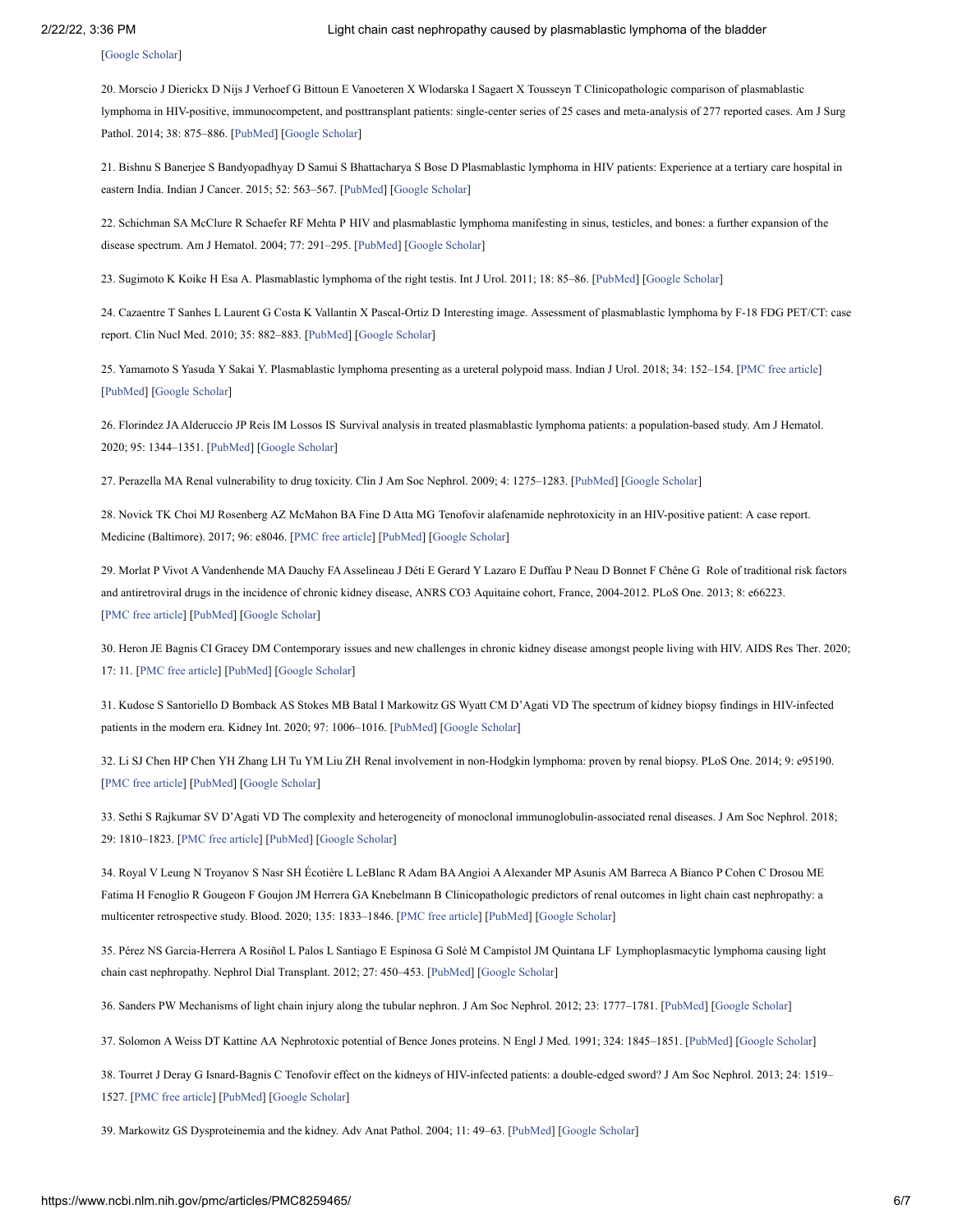[Google Scholar]

20. Morscio J Dierickx D Nijs J Verhoef G Bittoun E Vanoeteren X Wlodarska I Sagaert X Tousseyn T Clinicopathologic comparison of plasmablastic lymphoma in HIV-positive, immunocompetent, and posttransplant patients: single-center series of 25 cases and meta-analysis of 277 reported cases. Am J Surg Pathol. 2014; 38: 875–886. [PubMed] [Google Scholar]

21. Bishnu S Banerjee S Bandyopadhyay D Samui S Bhattacharya S Bose D Plasmablastic lymphoma in HIV patients: Experience at a tertiary care hospital in eastern India. Indian J Cancer. 2015; 52: 563–567. [PubMed] [Google Scholar]

22. Schichman SA McClure R Schaefer RF Mehta P HIV and plasmablastic lymphoma manifesting in sinus, testicles, and bones: a further expansion of the disease spectrum. Am J Hematol. 2004; 77: 291–295. [PubMed] [Google Scholar]

23. Sugimoto K Koike H Esa A. Plasmablastic lymphoma of the right testis. Int J Urol. 2011; 18: 85–86. [PubMed] [Google Scholar]

24. Cazaentre T Sanhes L Laurent G Costa K Vallantin X Pascal-Ortiz D Interesting image. Assessment of plasmablastic lymphoma by F-18 FDG PET/CT: case report. Clin Nucl Med. 2010; 35: 882–883. [PubMed] [Google Scholar]

25. Yamamoto S Yasuda Y Sakai Y. Plasmablastic lymphoma presenting as a ureteral polypoid mass. Indian J Urol. 2018; 34: 152–154. [PMC free article] [PubMed] [Google Scholar]

26. Florindez JA Alderuccio JP Reis IM Lossos IS Survival analysis in treated plasmablastic lymphoma patients: a population-based study. Am J Hematol. 2020; 95: 1344–1351. [PubMed] [Google Scholar]

27. Perazella MA Renal vulnerability to drug toxicity. Clin J Am Soc Nephrol. 2009; 4: 1275–1283. [PubMed] [Google Scholar]

28. Novick TK Choi MJ Rosenberg AZ McMahon BA Fine D Atta MG Tenofovir alafenamide nephrotoxicity in an HIV-positive patient: A case report. Medicine (Baltimore). 2017; 96: e8046. [PMC free article] [PubMed] [Google Scholar]

29. Morlat P Vivot A Vandenhende MA Dauchy FA Asselineau J Déti E Gerard Y Lazaro E Duffau P Neau D Bonnet F Chêne G Role of traditional risk factors and antiretroviral drugs in the incidence of chronic kidney disease, ANRS CO3 Aquitaine cohort, France, 2004-2012. PLoS One. 2013; 8: e66223. [PMC free article] [PubMed] [Google Scholar]

30. Heron JE Bagnis CI Gracey DM Contemporary issues and new challenges in chronic kidney disease amongst people living with HIV. AIDS Res Ther. 2020; 17: 11. [PMC free article] [PubMed] [Google Scholar]

31. Kudose S Santoriello D Bomback AS Stokes MB Batal I Markowitz GS Wyatt CM D'Agati VD The spectrum of kidney biopsy findings in HIV-infected patients in the modern era. Kidney Int. 2020; 97: 1006–1016. [PubMed] [Google Scholar]

32. Li SJ Chen HP Chen YH Zhang LH Tu YM Liu ZH Renal involvement in non-Hodgkin lymphoma: proven by renal biopsy. PLoS One. 2014; 9: e95190. [PMC free article] [PubMed] [Google Scholar]

33. Sethi S Rajkumar SV D'Agati VD The complexity and heterogeneity of monoclonal immunoglobulin-associated renal diseases. J Am Soc Nephrol. 2018; 29: 1810–1823. [PMC free article] [PubMed] [Google Scholar]

34. Royal V Leung N Troyanov S Nasr SH Écotière L LeBlanc R Adam BA Angioi A Alexander MP Asunis AM Barreca A Bianco P Cohen C Drosou ME Fatima H Fenoglio R Gougeon F Goujon JM Herrera GA Knebelmann B Clinicopathologic predictors of renal outcomes in light chain cast nephropathy: a multicenter retrospective study. Blood. 2020; 135: 1833–1846. [PMC free article] [PubMed] [Google Scholar]

35. Pérez NS Garcia-Herrera A Rosiñol L Palos L Santiago E Espinosa G Solé M Campistol JM Quintana LF Lymphoplasmacytic lymphoma causing light chain cast nephropathy. Nephrol Dial Transplant. 2012; 27: 450–453. [PubMed] [Google Scholar]

36. Sanders PW Mechanisms of light chain injury along the tubular nephron. J Am Soc Nephrol. 2012; 23: 1777–1781. [PubMed] [Google Scholar]

37. Solomon A Weiss DT Kattine AA Nephrotoxic potential of Bence Jones proteins. N Engl J Med. 1991; 324: 1845–1851. [PubMed] [Google Scholar]

38. Tourret J Deray G Isnard-Bagnis C Tenofovir effect on the kidneys of HIV-infected patients: a double-edged sword? J Am Soc Nephrol. 2013; 24: 1519–1527. [PMC free article] [PubMed] [Google Scholar]

39. Markowitz GS Dysproteinemia and the kidney. Adv Anat Pathol. 2004; 11: 49–63. [PubMed] [Google Scholar]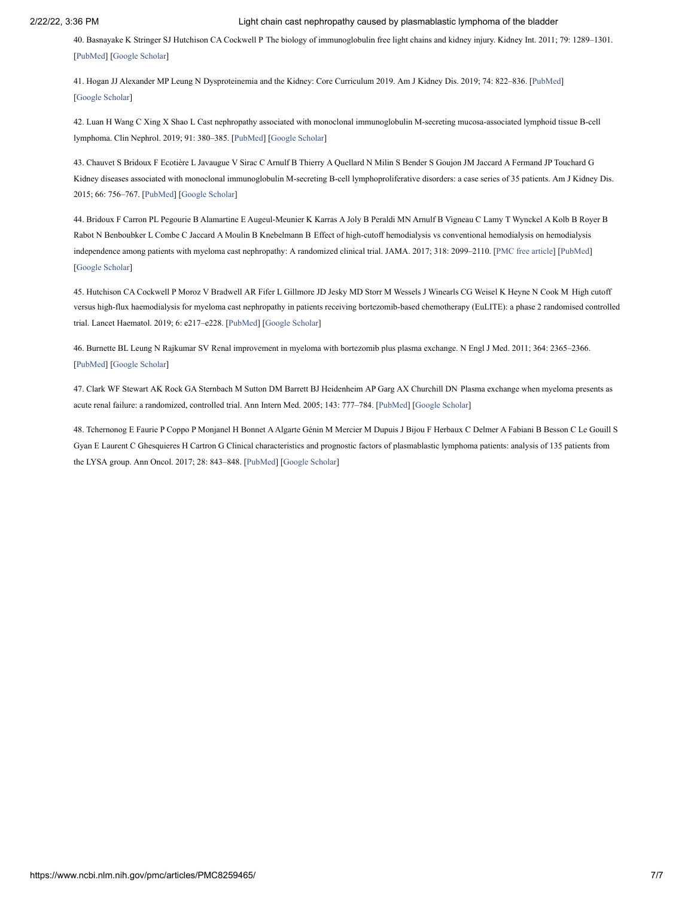40. Basnayake K Stringer SJ Hutchison CA Cockwell P The biology of immunoglobulin free light chains and kidney injury. Kidney Int. 2011; 79: 1289–1301. [PubMed] [Google Scholar]

41. Hogan JJ Alexander MP Leung N Dysproteinemia and the Kidney: Core Curriculum 2019. Am J Kidney Dis. 2019; 74: 822–836. [PubMed] [Google Scholar]

42. Luan H Wang C Xing X Shao L Cast nephropathy associated with monoclonal immunoglobulin M-secreting mucosa-associated lymphoid tissue B-cell lymphoma. Clin Nephrol. 2019; 91: 380–385. [PubMed] [Google Scholar]

43. Chauvet S Bridoux F Ecotière L Javaugue V Sirac C Arnulf B Thierry A Quellard N Milin S Bender S Goujon JM Jaccard A Fermand JP Touchard G Kidney diseases associated with monoclonal immunoglobulin M-secreting B-cell lymphoproliferative disorders: a case series of 35 patients. Am J Kidney Dis. 2015; 66: 756–767. [PubMed] [Google Scholar]

44. Bridoux F Carron PL Pegourie B Alamartine E Augeul-Meunier K Karras A Joly B Peraldi MN Arnulf B Vigneau C Lamy T Wynckel A Kolb B Royer B Rabot N Benboubker L Combe C Jaccard A Moulin B Knebelmann B Effect of high-cutoff hemodialysis vs conventional hemodialysis on hemodialysis independence among patients with myeloma cast nephropathy: A randomized clinical trial. JAMA. 2017; 318: 2099–2110. [PMC free article] [PubMed] [Google Scholar]

45. Hutchison CA Cockwell P Moroz V Bradwell AR Fifer L Gillmore JD Jesky MD Storr M Wessels J Winearls CG Weisel K Heyne N Cook M High cutoff versus high-flux haemodialysis for myeloma cast nephropathy in patients receiving bortezomib-based chemotherapy (EuLITE): a phase 2 randomised controlled trial. Lancet Haematol. 2019; 6: e217–e228. [PubMed] [Google Scholar]

46. Burnette BL Leung N Rajkumar SV Renal improvement in myeloma with bortezomib plus plasma exchange. N Engl J Med. 2011; 364: 2365–2366. [PubMed] [Google Scholar]

47. Clark WF Stewart AK Rock GA Sternbach M Sutton DM Barrett BJ Heidenheim AP Garg AX Churchill DN Plasma exchange when myeloma presents as acute renal failure: a randomized, controlled trial. Ann Intern Med. 2005; 143: 777–784. [PubMed] [Google Scholar]

48. Tchernonog E Faurie P Coppo P Monjanel H Bonnet A Algarte Génin M Mercier M Dupuis J Bijou F Herbaux C Delmer A Fabiani B Besson C Le Gouill S Gyan E Laurent C Ghesquieres H Cartron G Clinical characteristics and prognostic factors of plasmablastic lymphoma patients: analysis of 135 patients from the LYSA group. Ann Oncol. 2017; 28: 843–848. [PubMed] [Google Scholar]